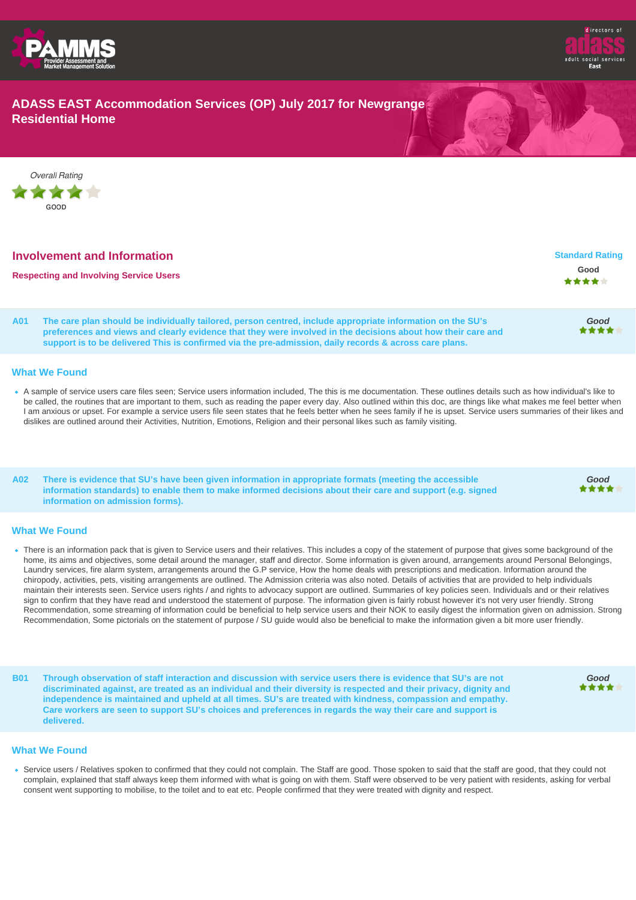# ADASS EAST Accommodation Services (OP) July 2017 for Newgrange Residential Home

*Overall Rating*

★★★★☆

GOOD

## Involvement and Information

### Respecting and Involving Service Users

**Standard Rating**

Good

★★★★☆

---

**A01** **The care plan should be individually tailored, person centred, include appropriate information on the SU's preferences and views and clearly evidence that they were involved in the decisions about how their care and support is to be delivered This is confirmed via the pre-admission, daily records & across care plans.**

***Good*** ★★★★☆

#### What We Found

- A sample of service users care files seen; Service users information included, The this is me documentation. These outlines details such as how individual's like to be called, the routines that are important to them, such as reading the paper every day. Also outlined within this doc, are things like what makes me feel better when I am anxious or upset. For example a service users file seen states that he feels better when he sees family if he is upset. Service users summaries of their likes and dislikes are outlined around their Activities, Nutrition, Emotions, Religion and their personal likes such as family visiting.

---

**A02** **There is evidence that SU's have been given information in appropriate formats (meeting the accessible information standards) to enable them to make informed decisions about their care and support (e.g. signed information on admission forms).**

***Good*** ★★★★☆

#### What We Found

- There is an information pack that is given to Service users and their relatives. This includes a copy of the statement of purpose that gives some background of the home, its aims and objectives, some detail around the manager, staff and director. Some information is given around, arrangements around Personal Belongings, Laundry services, fire alarm system, arrangements around the G.P service, How the home deals with prescriptions and medication. Information around the chiropody, activities, pets, visiting arrangements are outlined. The Admission criteria was also noted. Details of activities that are provided to help individuals maintain their interests seen. Service users rights / and rights to advocacy support are outlined. Summaries of key policies seen. Individuals and or their relatives sign to confirm that they have read and understood the statement of purpose. The information given is fairly robust however it's not very user friendly. Strong Recommendation, some streaming of information could be beneficial to help service users and their NOK to easily digest the information given on admission. Strong Recommendation, Some pictorials on the statement of purpose / SU guide would also be beneficial to make the information given a bit more user friendly.

---

**B01** **Through observation of staff interaction and discussion with service users there is evidence that SU's are not discriminated against, are treated as an individual and their diversity is respected and their privacy, dignity and independence is maintained and upheld at all times. SU's are treated with kindness, compassion and empathy. Care workers are seen to support SU's choices and preferences in regards the way their care and support is delivered.**

***Good*** ★★★★☆

#### What We Found

- Service users / Relatives spoken to confirmed that they could not complain. The Staff are good. Those spoken to said that the staff are good, that they could not complain, explained that staff always keep them informed with what is going on with them. Staff were observed to be very patient with residents, asking for verbal consent went supporting to mobilise, to the toilet and to eat etc. People confirmed that they were treated with dignity and respect.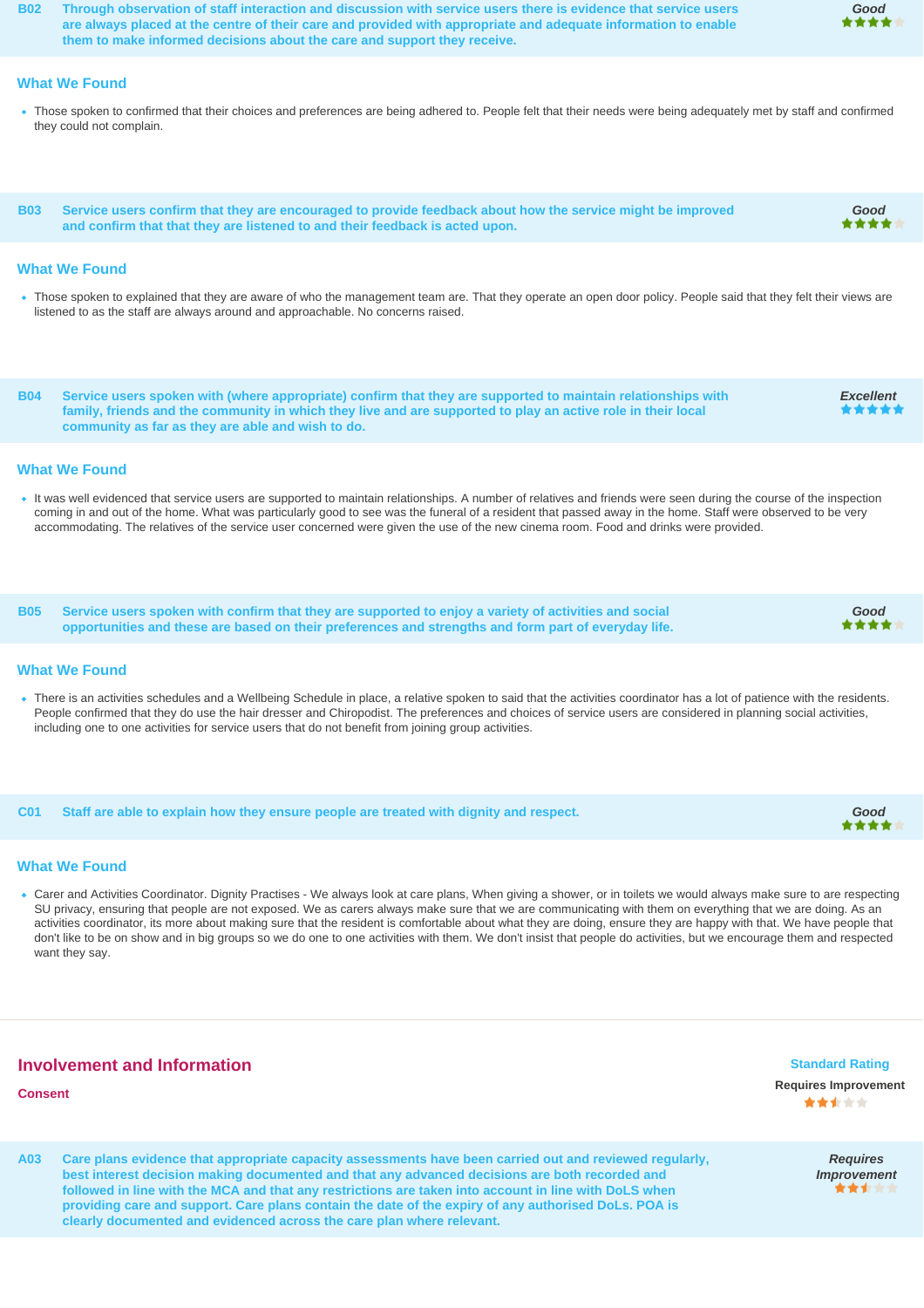**B02** **Through observation of staff interaction and discussion with service users there is evidence that service users are always placed at the centre of their care and provided with appropriate and adequate information to enable them to make informed decisions about the care and support they receive.**

*Good* ★★★★☆

### What We Found

- Those spoken to confirmed that their choices and preferences are being adhered to. People felt that their needs were being adequately met by staff and confirmed they could not complain.

**B03** **Service users confirm that they are encouraged to provide feedback about how the service might be improved and confirm that that they are listened to and their feedback is acted upon.**

*Good* ★★★★☆

### What We Found

- Those spoken to explained that they are aware of who the management team are. That they operate an open door policy. People said that they felt their views are listened to as the staff are always around and approachable. No concerns raised.

**B04** **Service users spoken with (where appropriate) confirm that they are supported to maintain relationships with family, friends and the community in which they live and are supported to play an active role in their local community as far as they are able and wish to do.**

*Excellent* ★★★★★

### What We Found

- It was well evidenced that service users are supported to maintain relationships. A number of relatives and friends were seen during the course of the inspection coming in and out of the home. What was particularly good to see was the funeral of a resident that passed away in the home. Staff were observed to be very accommodating. The relatives of the service user concerned were given the use of the new cinema room. Food and drinks were provided.

**B05** **Service users spoken with confirm that they are supported to enjoy a variety of activities and social opportunities and these are based on their preferences and strengths and form part of everyday life.**

*Good* ★★★★☆

### What We Found

- There is an activities schedules and a Wellbeing Schedule in place, a relative spoken to said that the activities coordinator has a lot of patience with the residents. People confirmed that they do use the hair dresser and Chiropodist. The preferences and choices of service users are considered in planning social activities, including one to one activities for service users that do not benefit from joining group activities.

**C01** **Staff are able to explain how they ensure people are treated with dignity and respect.**

*Good* ★★★★☆

### What We Found

- Carer and Activities Coordinator. Dignity Practises - We always look at care plans, When giving a shower, or in toilets we would always make sure to are respecting SU privacy, ensuring that people are not exposed. We as carers always make sure that we are communicating with them on everything that we are doing. As an activities coordinator, its more about making sure that the resident is comfortable about what they are doing, ensure they are happy with that. We have people that don't like to be on show and in big groups so we do one to one activities with them. We don't insist that people do activities, but we encourage them and respected want they say.

## Involvement and Information

### Consent

**Standard Rating**
Requires Improvement ★★½☆☆

**A03** **Care plans evidence that appropriate capacity assessments have been carried out and reviewed regularly, best interest decision making documented and that any advanced decisions are both recorded and followed in line with the MCA and that any restrictions are taken into account in line with DoLS when providing care and support. Care plans contain the date of the expiry of any authorised DoLs. POA is clearly documented and evidenced across the care plan where relevant.**

*Requires Improvement* ★★½☆☆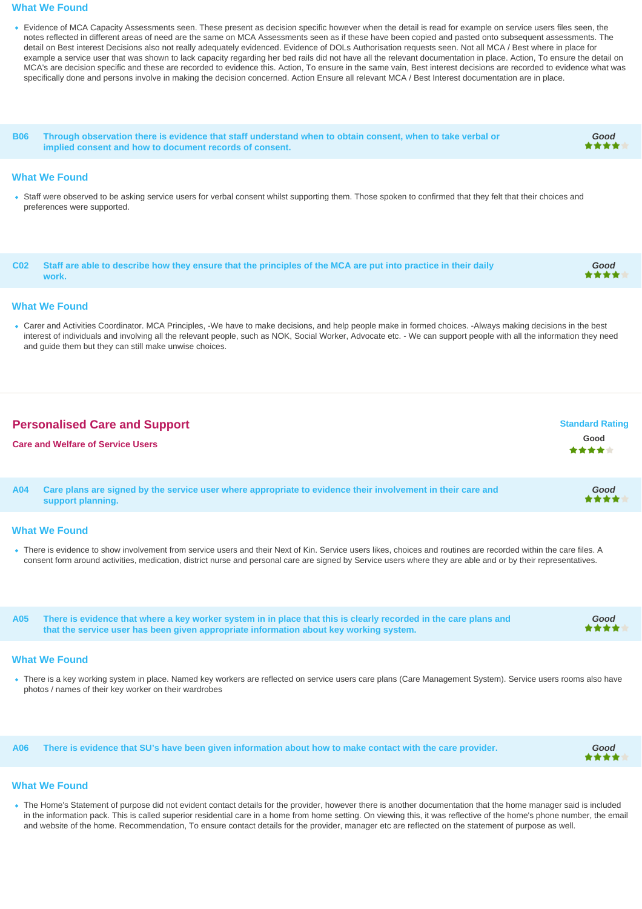### What We Found

- Evidence of MCA Capacity Assessments seen. These present as decision specific however when the detail is read for example on service users files seen, the notes reflected in different areas of need are the same on MCA Assessments seen as if these have been copied and pasted onto subsequent assessments. The detail on Best interest Decisions also not really adequately evidenced. Evidence of DOLs Authorisation requests seen. Not all MCA / Best where in place for example a service user that was shown to lack capacity regarding her bed rails did not have all the relevant documentation in place. Action, To ensure the detail on MCA's are decision specific and these are recorded to evidence this. Action, To ensure in the same vain, Best interest decisions are recorded to evidence what was specifically done and persons involve in making the decision concerned. Action Ensure all relevant MCA / Best Interest documentation are in place.

**B06 Through observation there is evidence that staff understand when to obtain consent, when to take verbal or implied consent and how to document records of consent.** — *Good* ★★★★

### What We Found

- Staff were observed to be asking service users for verbal consent whilst supporting them. Those spoken to confirmed that they felt that their choices and preferences were supported.

**C02 Staff are able to describe how they ensure that the principles of the MCA are put into practice in their daily work.** — *Good* ★★★★

### What We Found

- Carer and Activities Coordinator. MCA Principles, -We have to make decisions, and help people make in formed choices. -Always making decisions in the best interest of individuals and involving all the relevant people, such as NOK, Social Worker, Advocate etc. - We can support people with all the information they need and guide them but they can still make unwise choices.

## Personalised Care and Support

**Care and Welfare of Service Users**

Standard Rating: Good ★★★★

**A04 Care plans are signed by the service user where appropriate to evidence their involvement in their care and support planning.** — *Good* ★★★★

### What We Found

- There is evidence to show involvement from service users and their Next of Kin. Service users likes, choices and routines are recorded within the care files. A consent form around activities, medication, district nurse and personal care are signed by Service users where they are able and or by their representatives.

**A05 There is evidence that where a key worker system in in place that this is clearly recorded in the care plans and that the service user has been given appropriate information about key working system.** — *Good* ★★★★

### What We Found

- There is a key working system in place. Named key workers are reflected on service users care plans (Care Management System). Service users rooms also have photos / names of their key worker on their wardrobes

**A06 There is evidence that SU's have been given information about how to make contact with the care provider.** — *Good* ★★★★

### What We Found

- The Home's Statement of purpose did not evident contact details for the provider, however there is another documentation that the home manager said is included in the information pack. This is called superior residential care in a home from home setting. On viewing this, it was reflective of the home's phone number, the email and website of the home. Recommendation, To ensure contact details for the provider, manager etc are reflected on the statement of purpose as well.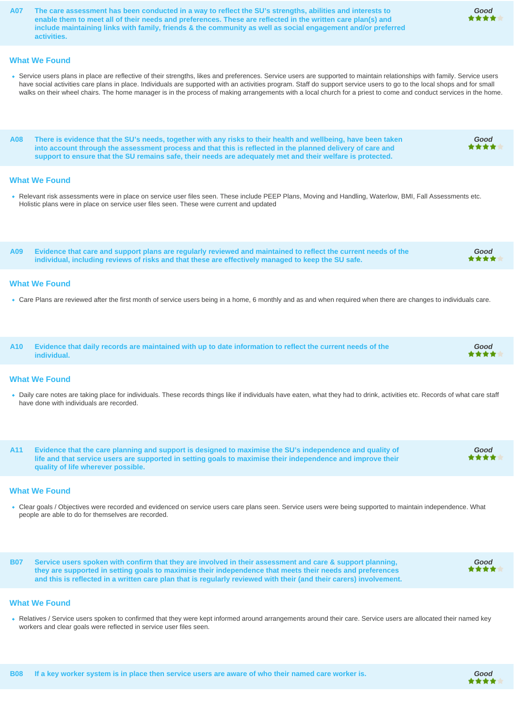**A07** **The care assessment has been conducted in a way to reflect the SU's strengths, abilities and interests to enable them to meet all of their needs and preferences. These are reflected in the written care plan(s) and include maintaining links with family, friends & the community as well as social engagement and/or preferred activities.**

*Good* ★★★★☆

### What We Found

- Service users plans in place are reflective of their strengths, likes and preferences. Service users are supported to maintain relationships with family. Service users have social activities care plans in place. Individuals are supported with an activities program. Staff do support service users to go to the local shops and for small walks on their wheel chairs. The home manager is in the process of making arrangements with a local church for a priest to come and conduct services in the home.

**A08** **There is evidence that the SU's needs, together with any risks to their health and wellbeing, have been taken into account through the assessment process and that this is reflected in the planned delivery of care and support to ensure that the SU remains safe, their needs are adequately met and their welfare is protected.**

*Good* ★★★★☆

### What We Found

- Relevant risk assessments were in place on service user files seen. These include PEEP Plans, Moving and Handling, Waterlow, BMI, Fall Assessments etc. Holistic plans were in place on service user files seen. These were current and updated

**A09** **Evidence that care and support plans are regularly reviewed and maintained to reflect the current needs of the individual, including reviews of risks and that these are effectively managed to keep the SU safe.**

*Good* ★★★★☆

### What We Found

- Care Plans are reviewed after the first month of service users being in a home, 6 monthly and as and when required when there are changes to individuals care.

**A10** **Evidence that daily records are maintained with up to date information to reflect the current needs of the individual.**

*Good* ★★★★☆

### What We Found

- Daily care notes are taking place for individuals. These records things like if individuals have eaten, what they had to drink, activities etc. Records of what care staff have done with individuals are recorded.

**A11** **Evidence that the care planning and support is designed to maximise the SU's independence and quality of life and that service users are supported in setting goals to maximise their independence and improve their quality of life wherever possible.**

*Good* ★★★★☆

### What We Found

- Clear goals / Objectives were recorded and evidenced on service users care plans seen. Service users were being supported to maintain independence. What people are able to do for themselves are recorded.

**B07** **Service users spoken with confirm that they are involved in their assessment and care & support planning, they are supported in setting goals to maximise their independence that meets their needs and preferences and this is reflected in a written care plan that is regularly reviewed with their (and their carers) involvement.**

*Good* ★★★★☆

### What We Found

- Relatives / Service users spoken to confirmed that they were kept informed around arrangements around their care. Service users are allocated their named key workers and clear goals were reflected in service user files seen.

**B08** **If a key worker system is in place then service users are aware of who their named care worker is.**

*Good* ★★★★☆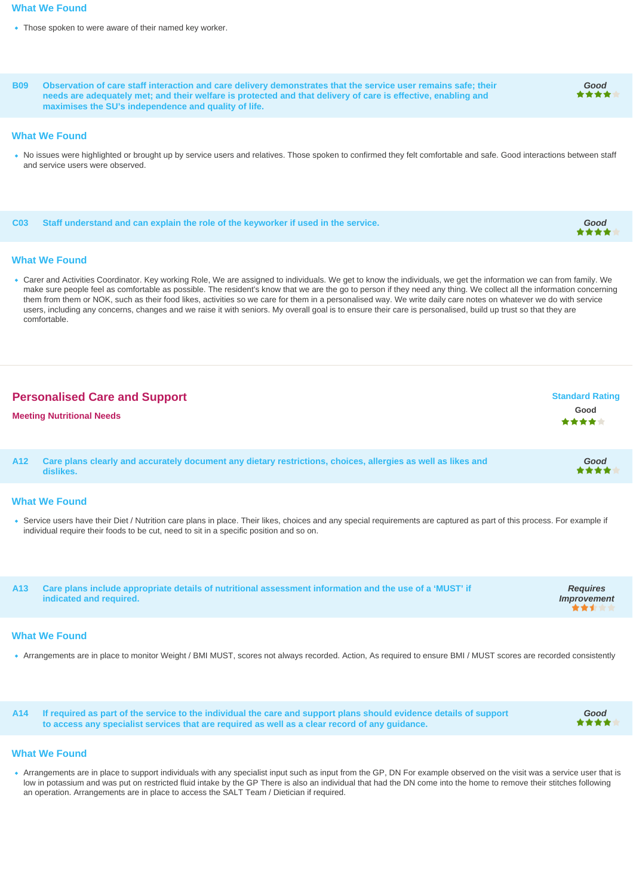### What We Found

- Those spoken to were aware of their named key worker.

**B09** **Observation of care staff interaction and care delivery demonstrates that the service user remains safe; their needs are adequately met; and their welfare is protected and that delivery of care is effective, enabling and maximises the SU's independence and quality of life.**

*Good* ★★★★☆

### What We Found

- No issues were highlighted or brought up by service users and relatives. Those spoken to confirmed they felt comfortable and safe. Good interactions between staff and service users were observed.

**C03** **Staff understand and can explain the role of the keyworker if used in the service.**

*Good* ★★★★☆

### What We Found

- Carer and Activities Coordinator. Key working Role, We are assigned to individuals. We get to know the individuals, we get the information we can from family. We make sure people feel as comfortable as possible. The resident's know that we are the go to person if they need any thing. We collect all the information concerning them from them or NOK, such as their food likes, activities so we care for them in a personalised way. We write daily care notes on whatever we do with service users, including any concerns, changes and we raise it with seniors. My overall goal is to ensure their care is personalised, build up trust so that they are comfortable.

## Personalised Care and Support

### Meeting Nutritional Needs

**Standard Rating**
Good ★★★★☆

**A12** **Care plans clearly and accurately document any dietary restrictions, choices, allergies as well as likes and dislikes.**

*Good* ★★★★☆

### What We Found

- Service users have their Diet / Nutrition care plans in place. Their likes, choices and any special requirements are captured as part of this process. For example if individual require their foods to be cut, need to sit in a specific position and so on.

**A13** **Care plans include appropriate details of nutritional assessment information and the use of a 'MUST' if indicated and required.**

*Requires Improvement* ★★½☆☆

### What We Found

- Arrangements are in place to monitor Weight / BMI MUST, scores not always recorded. Action, As required to ensure BMI / MUST scores are recorded consistently

**A14** **If required as part of the service to the individual the care and support plans should evidence details of support to access any specialist services that are required as well as a clear record of any guidance.**

*Good* ★★★★☆

### What We Found

- Arrangements are in place to support individuals with any specialist input such as input from the GP, DN For example observed on the visit was a service user that is low in potassium and was put on restricted fluid intake by the GP There is also an individual that had the DN come into the home to remove their stitches following an operation. Arrangements are in place to access the SALT Team / Dietician if required.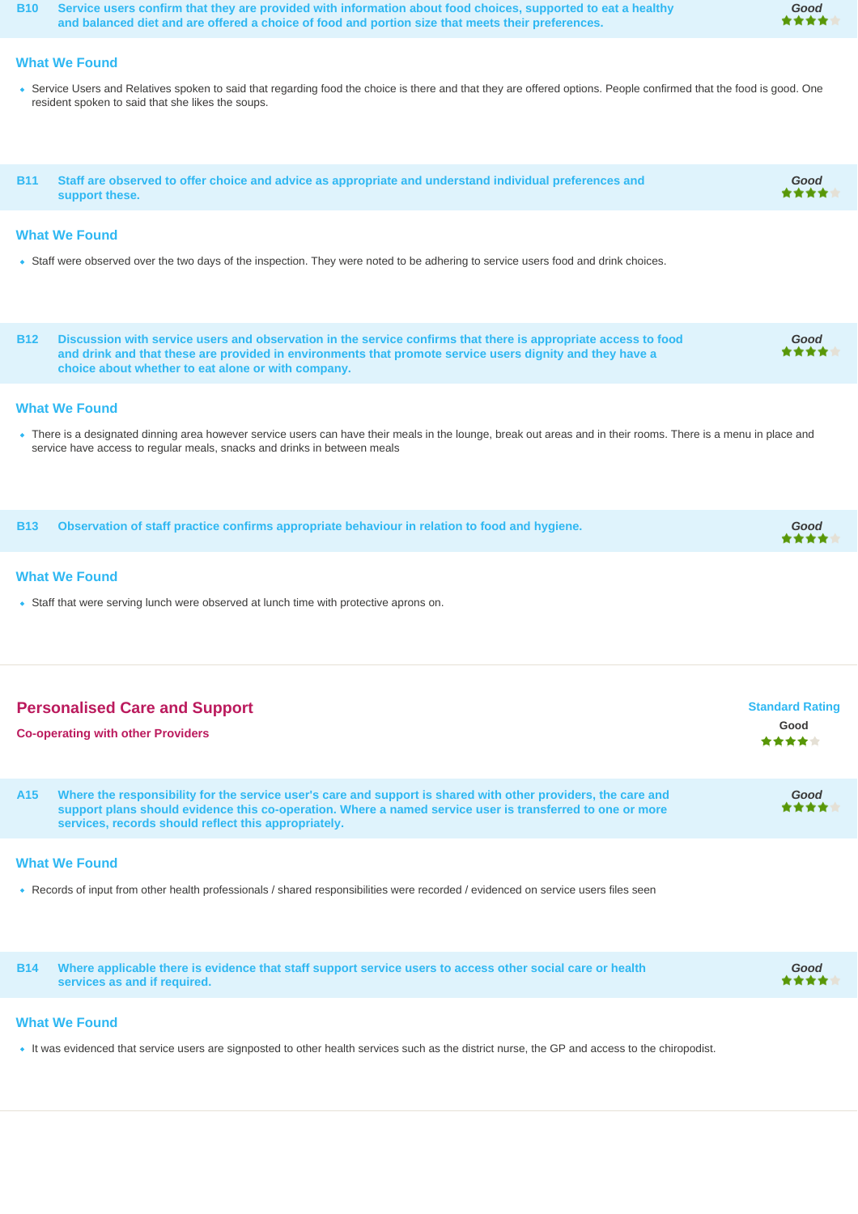**B10 Service users confirm that they are provided with information about food choices, supported to eat a healthy and balanced diet and are offered a choice of food and portion size that meets their preferences.**

*Good* ★★★★☆

### What We Found

- Service Users and Relatives spoken to said that regarding food the choice is there and that they are offered options. People confirmed that the food is good. One resident spoken to said that she likes the soups.

**B11 Staff are observed to offer choice and advice as appropriate and understand individual preferences and support these.**

*Good* ★★★★☆

### What We Found

- Staff were observed over the two days of the inspection. They were noted to be adhering to service users food and drink choices.

**B12 Discussion with service users and observation in the service confirms that there is appropriate access to food and drink and that these are provided in environments that promote service users dignity and they have a choice about whether to eat alone or with company.**

*Good* ★★★★☆

### What We Found

- There is a designated dinning area however service users can have their meals in the lounge, break out areas and in their rooms. There is a menu in place and service have access to regular meals, snacks and drinks in between meals

**B13 Observation of staff practice confirms appropriate behaviour in relation to food and hygiene.**

*Good* ★★★★☆

### What We Found

- Staff that were serving lunch were observed at lunch time with protective aprons on.

## Personalised Care and Support

### Co-operating with other Providers

**Standard Rating**
Good ★★★★☆

**A15 Where the responsibility for the service user's care and support is shared with other providers, the care and support plans should evidence this co-operation. Where a named service user is transferred to one or more services, records should reflect this appropriately.**

*Good* ★★★★☆

### What We Found

- Records of input from other health professionals / shared responsibilities were recorded / evidenced on service users files seen

**B14 Where applicable there is evidence that staff support service users to access other social care or health services as and if required.**

*Good* ★★★★☆

### What We Found

- It was evidenced that service users are signposted to other health services such as the district nurse, the GP and access to the chiropodist.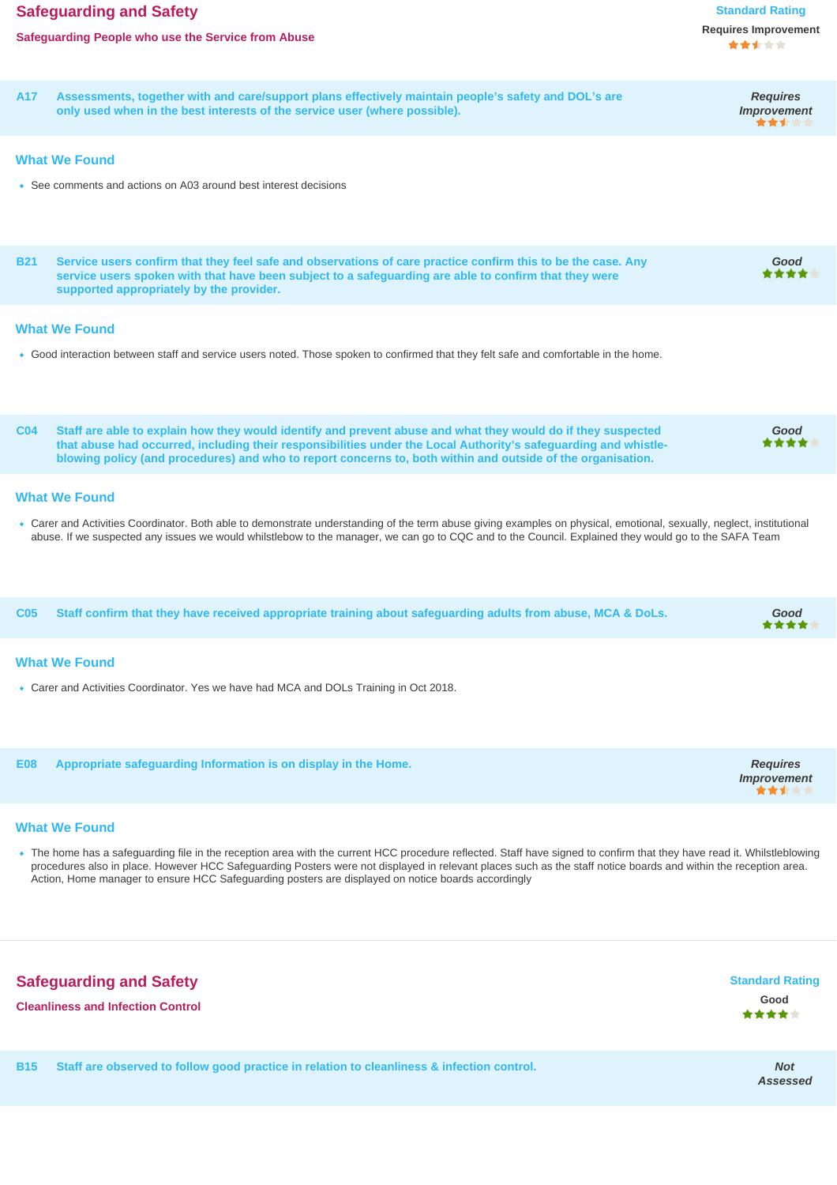## Safeguarding and Safety

**Safeguarding People who use the Service from Abuse**

**Standard Rating**
Requires Improvement

---

**A17** Assessments, together with and care/support plans effectively maintain people's safety and DOL's are only used when in the best interests of the service user (where possible).

*Requires Improvement*

### What We Found

- See comments and actions on A03 around best interest decisions

---

**B21** Service users confirm that they feel safe and observations of care practice confirm this to be the case. Any service users spoken with that have been subject to a safeguarding are able to confirm that they were supported appropriately by the provider.

*Good*

### What We Found

- Good interaction between staff and service users noted. Those spoken to confirmed that they felt safe and comfortable in the home.

---

**C04** Staff are able to explain how they would identify and prevent abuse and what they would do if they suspected that abuse had occurred, including their responsibilities under the Local Authority's safeguarding and whistle-blowing policy (and procedures) and who to report concerns to, both within and outside of the organisation.

*Good*

### What We Found

- Carer and Activities Coordinator. Both able to demonstrate understanding of the term abuse giving examples on physical, emotional, sexually, neglect, institutional abuse. If we suspected any issues we would whilstlebow to the manager, we can go to CQC and to the Council. Explained they would go to the SAFA Team

---

**C05** Staff confirm that they have received appropriate training about safeguarding adults from abuse, MCA & DoLs.

*Good*

### What We Found

- Carer and Activities Coordinator. Yes we have had MCA and DOLs Training in Oct 2018.

---

**E08** Appropriate safeguarding Information is on display in the Home.

*Requires Improvement*

### What We Found

- The home has a safeguarding file in the reception area with the current HCC procedure reflected. Staff have signed to confirm that they have read it. Whilstleblowing procedures also in place. However HCC Safeguarding Posters were not displayed in relevant places such as the staff notice boards and within the reception area. Action, Home manager to ensure HCC Safeguarding posters are displayed on notice boards accordingly

---

## Safeguarding and Safety

**Cleanliness and Infection Control**

**Standard Rating**
Good

---

**B15** Staff are observed to follow good practice in relation to cleanliness & infection control.

*Not Assessed*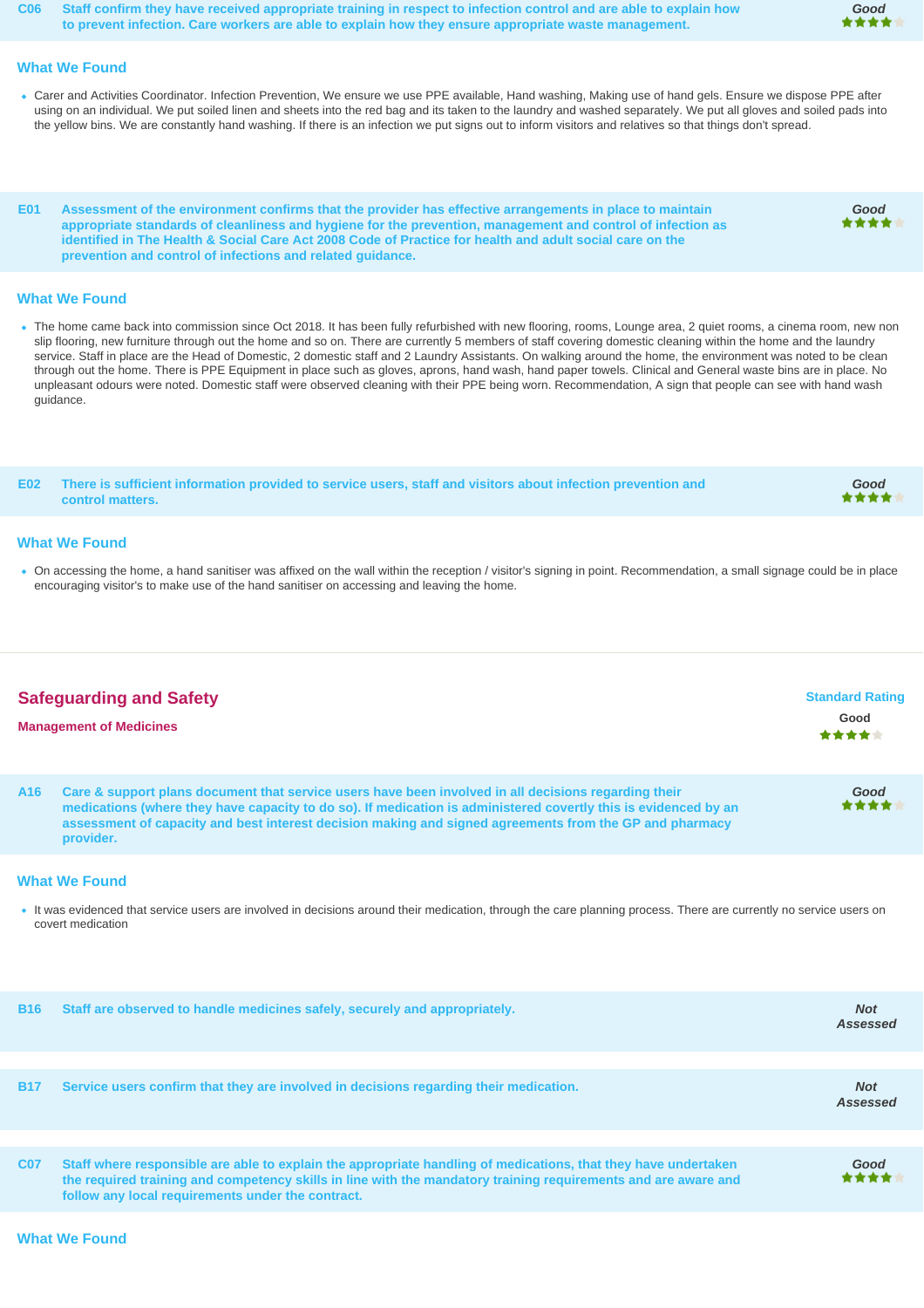**C06** **Staff confirm they have received appropriate training in respect to infection control and are able to explain how to prevent infection. Care workers are able to explain how they ensure appropriate waste management.** *Good* ★★★★☆

### What We Found

- Carer and Activities Coordinator. Infection Prevention, We ensure we use PPE available, Hand washing, Making use of hand gels. Ensure we dispose PPE after using on an individual. We put soiled linen and sheets into the red bag and its taken to the laundry and washed separately. We put all gloves and soiled pads into the yellow bins. We are constantly hand washing. If there is an infection we put signs out to inform visitors and relatives so that things don't spread.

**E01** **Assessment of the environment confirms that the provider has effective arrangements in place to maintain appropriate standards of cleanliness and hygiene for the prevention, management and control of infection as identified in The Health & Social Care Act 2008 Code of Practice for health and adult social care on the prevention and control of infections and related guidance.** *Good* ★★★★☆

### What We Found

- The home came back into commission since Oct 2018. It has been fully refurbished with new flooring, rooms, Lounge area, 2 quiet rooms, a cinema room, new non slip flooring, new furniture through out the home and so on. There are currently 5 members of staff covering domestic cleaning within the home and the laundry service. Staff in place are the Head of Domestic, 2 domestic staff and 2 Laundry Assistants. On walking around the home, the environment was noted to be clean through out the home. There is PPE Equipment in place such as gloves, aprons, hand wash, hand paper towels. Clinical and General waste bins are in place. No unpleasant odours were noted. Domestic staff were observed cleaning with their PPE being worn. Recommendation, A sign that people can see with hand wash guidance.

**E02** **There is sufficient information provided to service users, staff and visitors about infection prevention and control matters.** *Good* ★★★★☆

### What We Found

- On accessing the home, a hand sanitiser was affixed on the wall within the reception / visitor's signing in point. Recommendation, a small signage could be in place encouraging visitor's to make use of the hand sanitiser on accessing and leaving the home.

## Safeguarding and Safety

**Management of Medicines**

Standard Rating: Good ★★★★☆

**A16** **Care & support plans document that service users have been involved in all decisions regarding their medications (where they have capacity to do so). If medication is administered covertly this is evidenced by an assessment of capacity and best interest decision making and signed agreements from the GP and pharmacy provider.** *Good* ★★★★☆

### What We Found

- It was evidenced that service users are involved in decisions around their medication, through the care planning process. There are currently no service users on covert medication

**B16** **Staff are observed to handle medicines safely, securely and appropriately.** *Not Assessed*

**B17** **Service users confirm that they are involved in decisions regarding their medication.** *Not Assessed*

**C07** **Staff where responsible are able to explain the appropriate handling of medications, that they have undertaken the required training and competency skills in line with the mandatory training requirements and are aware and follow any local requirements under the contract.** *Good* ★★★★☆

### What We Found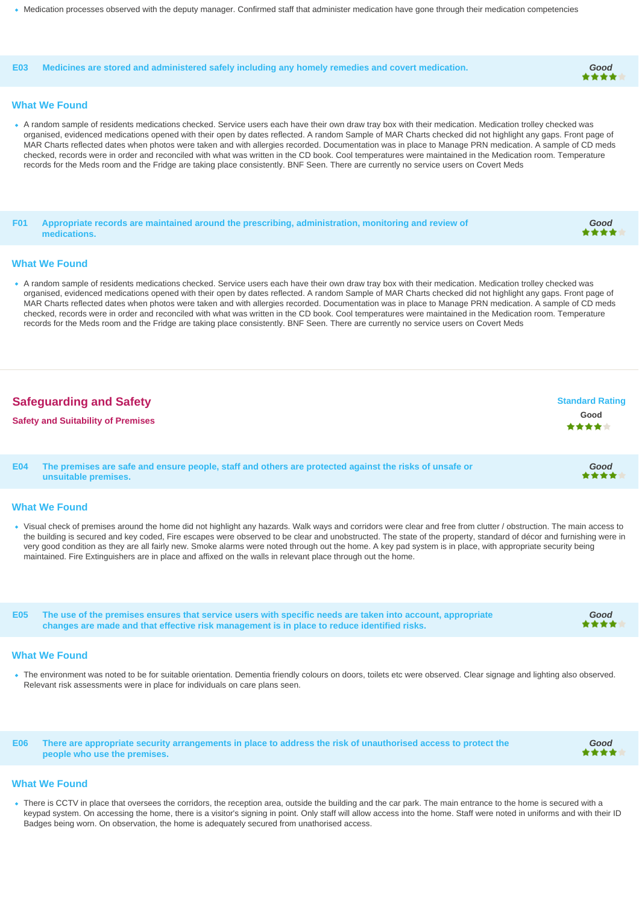- Medication processes observed with the deputy manager. Confirmed staff that administer medication have gone through their medication competencies

### E03 Medicines are stored and administered safely including any homely remedies and covert medication.

*Good* ★★★★☆

#### What We Found

- A random sample of residents medications checked. Service users each have their own draw tray box with their medication. Medication trolley checked was organised, evidenced medications opened with their open by dates reflected. A random Sample of MAR Charts checked did not highlight any gaps. Front page of MAR Charts reflected dates when photos were taken and with allergies recorded. Documentation was in place to Manage PRN medication. A sample of CD meds checked, records were in order and reconciled with what was written in the CD book. Cool temperatures were maintained in the Medication room. Temperature records for the Meds room and the Fridge are taking place consistently. BNF Seen. There are currently no service users on Covert Meds

### F01 Appropriate records are maintained around the prescribing, administration, monitoring and review of medications.

*Good* ★★★★☆

#### What We Found

- A random sample of residents medications checked. Service users each have their own draw tray box with their medication. Medication trolley checked was organised, evidenced medications opened with their open by dates reflected. A random Sample of MAR Charts checked did not highlight any gaps. Front page of MAR Charts reflected dates when photos were taken and with allergies recorded. Documentation was in place to Manage PRN medication. A sample of CD meds checked, records were in order and reconciled with what was written in the CD book. Cool temperatures were maintained in the Medication room. Temperature records for the Meds room and the Fridge are taking place consistently. BNF Seen. There are currently no service users on Covert Meds

## Safeguarding and Safety

**Safety and Suitability of Premises**

**Standard Rating**

Good ★★★★☆

### E04 The premises are safe and ensure people, staff and others are protected against the risks of unsafe or unsuitable premises.

*Good* ★★★★☆

#### What We Found

- Visual check of premises around the home did not highlight any hazards. Walk ways and corridors were clear and free from clutter / obstruction. The main access to the building is secured and key coded, Fire escapes were observed to be clear and unobstructed. The state of the property, standard of décor and furnishing were in very good condition as they are all fairly new. Smoke alarms were noted through out the home. A key pad system is in place, with appropriate security being maintained. Fire Extinguishers are in place and affixed on the walls in relevant place through out the home.

### E05 The use of the premises ensures that service users with specific needs are taken into account, appropriate changes are made and that effective risk management is in place to reduce identified risks.

*Good* ★★★★☆

#### What We Found

- The environment was noted to be for suitable orientation. Dementia friendly colours on doors, toilets etc were observed. Clear signage and lighting also observed. Relevant risk assessments were in place for individuals on care plans seen.

### E06 There are appropriate security arrangements in place to address the risk of unauthorised access to protect the people who use the premises.

*Good* ★★★★☆

#### What We Found

- There is CCTV in place that oversees the corridors, the reception area, outside the building and the car park. The main entrance to the home is secured with a keypad system. On accessing the home, there is a visitor's signing in point. Only staff will allow access into the home. Staff were noted in uniforms and with their ID Badges being worn. On observation, the home is adequately secured from unathorised access.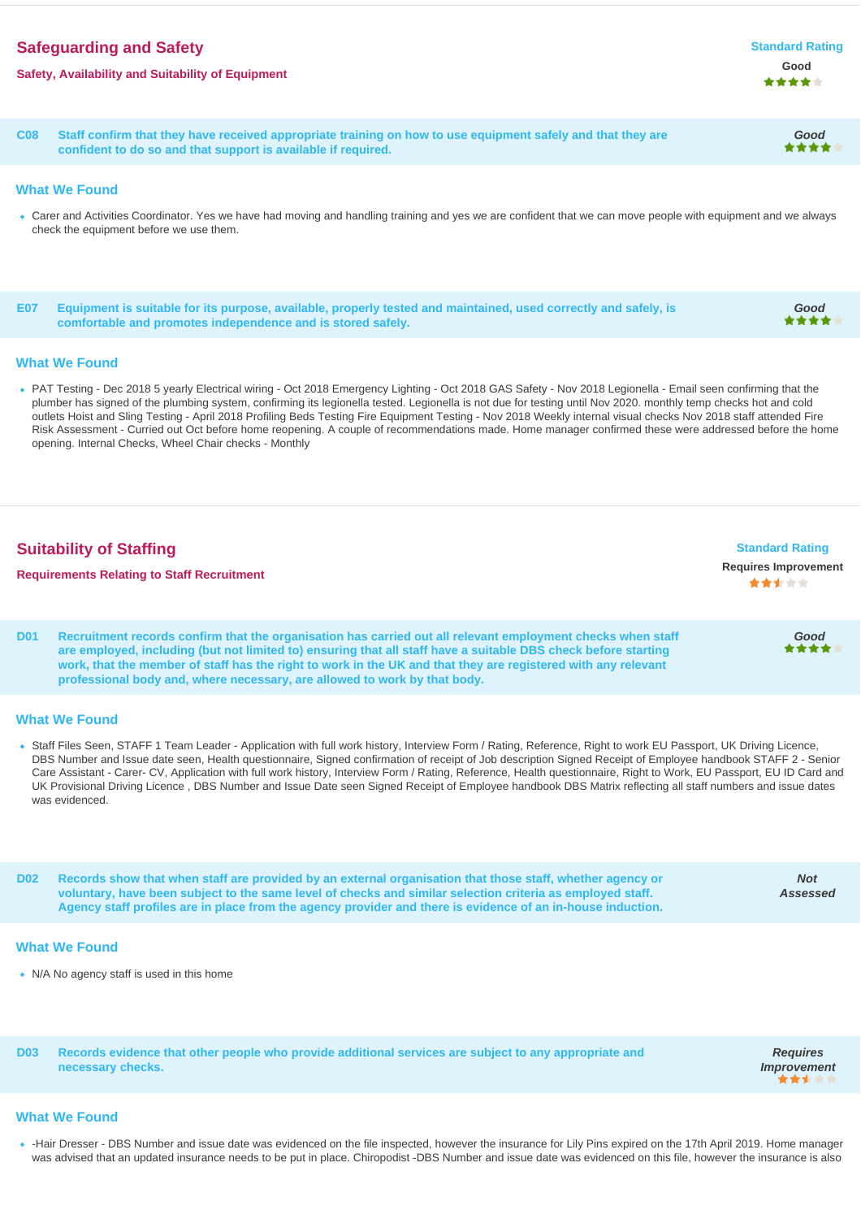## Safeguarding and Safety

**Safety, Availability and Suitability of Equipment**

**Standard Rating**
Good

**C08 Staff confirm that they have received appropriate training on how to use equipment safely and that they are confident to do so and that support is available if required.**

*Good*

### What We Found

- Carer and Activities Coordinator. Yes we have had moving and handling training and yes we are confident that we can move people with equipment and we always check the equipment before we use them.

**E07 Equipment is suitable for its purpose, available, properly tested and maintained, used correctly and safely, is comfortable and promotes independence and is stored safely.**

*Good*

### What We Found

- PAT Testing - Dec 2018 5 yearly Electrical wiring - Oct 2018 Emergency Lighting - Oct 2018 GAS Safety - Nov 2018 Legionella - Email seen confirming that the plumber has signed of the plumbing system, confirming its legionella tested. Legionella is not due for testing until Nov 2020. monthly temp checks hot and cold outlets Hoist and Sling Testing - April 2018 Profiling Beds Testing Fire Equipment Testing - Nov 2018 Weekly internal visual checks Nov 2018 staff attended Fire Risk Assessment - Curried out Oct before home reopening. A couple of recommendations made. Home manager confirmed these were addressed before the home opening. Internal Checks, Wheel Chair checks - Monthly

## Suitability of Staffing

**Requirements Relating to Staff Recruitment**

**Standard Rating**
Requires Improvement

**D01 Recruitment records confirm that the organisation has carried out all relevant employment checks when staff are employed, including (but not limited to) ensuring that all staff have a suitable DBS check before starting work, that the member of staff has the right to work in the UK and that they are registered with any relevant professional body and, where necessary, are allowed to work by that body.**

*Good*

### What We Found

- Staff Files Seen, STAFF 1 Team Leader - Application with full work history, Interview Form / Rating, Reference, Right to work EU Passport, UK Driving Licence, DBS Number and Issue date seen, Health questionnaire, Signed confirmation of receipt of Job description Signed Receipt of Employee handbook STAFF 2 - Senior Care Assistant - Carer- CV, Application with full work history, Interview Form / Rating, Reference, Health questionnaire, Right to Work, EU Passport, EU ID Card and UK Provisional Driving Licence , DBS Number and Issue Date seen Signed Receipt of Employee handbook DBS Matrix reflecting all staff numbers and issue dates was evidenced.

**D02 Records show that when staff are provided by an external organisation that those staff, whether agency or voluntary, have been subject to the same level of checks and similar selection criteria as employed staff. Agency staff profiles are in place from the agency provider and there is evidence of an in-house induction.**

*Not Assessed*

### What We Found

- N/A No agency staff is used in this home

**D03 Records evidence that other people who provide additional services are subject to any appropriate and necessary checks.**

*Requires Improvement*

### What We Found

- -Hair Dresser - DBS Number and issue date was evidenced on the file inspected, however the insurance for Lily Pins expired on the 17th April 2019. Home manager was advised that an updated insurance needs to be put in place. Chiropodist -DBS Number and issue date was evidenced on this file, however the insurance is also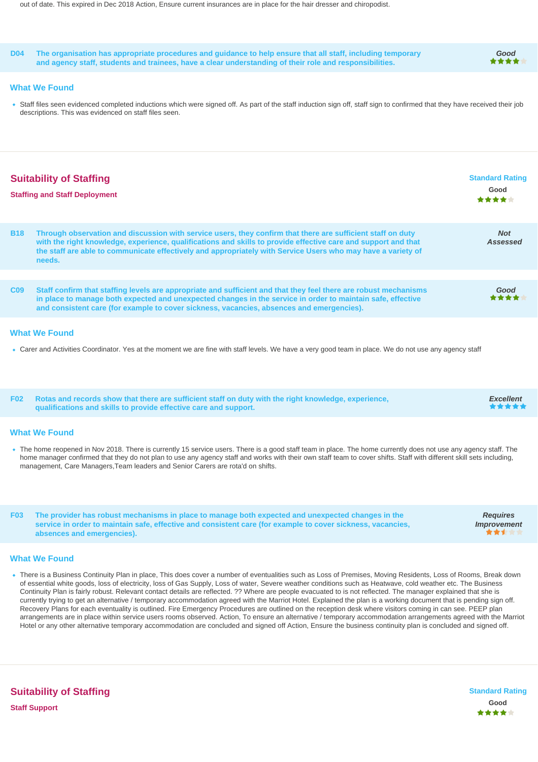out of date. This expired in Dec 2018 Action, Ensure current insurances are in place for the hair dresser and chiropodist.

**D04** **The organisation has appropriate procedures and guidance to help ensure that all staff, including temporary and agency staff, students and trainees, have a clear understanding of their role and responsibilities.** — *Good* ★★★★☆

### What We Found

- Staff files seen evidenced completed inductions which were signed off. As part of the staff induction sign off, staff sign to confirmed that they have received their job descriptions. This was evidenced on staff files seen.

## Suitability of Staffing

**Staffing and Staff Deployment**

Standard Rating: **Good** ★★★★☆

**B18** **Through observation and discussion with service users, they confirm that there are sufficient staff on duty with the right knowledge, experience, qualifications and skills to provide effective care and support and that the staff are able to communicate effectively and appropriately with Service Users who may have a variety of needs.** — *Not Assessed*

**C09** **Staff confirm that staffing levels are appropriate and sufficient and that they feel there are robust mechanisms in place to manage both expected and unexpected changes in the service in order to maintain safe, effective and consistent care (for example to cover sickness, vacancies, absences and emergencies).** — *Good* ★★★★☆

### What We Found

- Carer and Activities Coordinator. Yes at the moment we are fine with staff levels. We have a very good team in place. We do not use any agency staff

**F02** **Rotas and records show that there are sufficient staff on duty with the right knowledge, experience, qualifications and skills to provide effective care and support.** — *Excellent* ★★★★★

### What We Found

- The home reopened in Nov 2018. There is currently 15 service users. There is a good staff team in place. The home currently does not use any agency staff. The home manager confirmed that they do not plan to use any agency staff and works with their own staff team to cover shifts. Staff with different skill sets including, management, Care Managers,Team leaders and Senior Carers are rota'd on shifts.

**F03** **The provider has robust mechanisms in place to manage both expected and unexpected changes in the service in order to maintain safe, effective and consistent care (for example to cover sickness, vacancies, absences and emergencies).** — *Requires Improvement* ★★½☆☆

### What We Found

- There is a Business Continuity Plan in place, This does cover a number of eventualities such as Loss of Premises, Moving Residents, Loss of Rooms, Break down of essential white goods, loss of electricity, loss of Gas Supply, Loss of water, Severe weather conditions such as Heatwave, cold weather etc. The Business Continuity Plan is fairly robust. Relevant contact details are reflected. ?? Where are people evacuated to is not reflected. The manager explained that she is currently trying to get an alternative / temporary accommodation agreed with the Marriot Hotel. Explained the plan is a working document that is pending sign off. Recovery Plans for each eventuality is outlined. Fire Emergency Procedures are outlined on the reception desk where visitors coming in can see. PEEP plan arrangements are in place within service users rooms observed. Action, To ensure an alternative / temporary accommodation arrangements agreed with the Marriot Hotel or any other alternative temporary accommodation are concluded and signed off Action, Ensure the business continuity plan is concluded and signed off.

## Suitability of Staffing

**Staff Support**

Standard Rating: **Good** ★★★★☆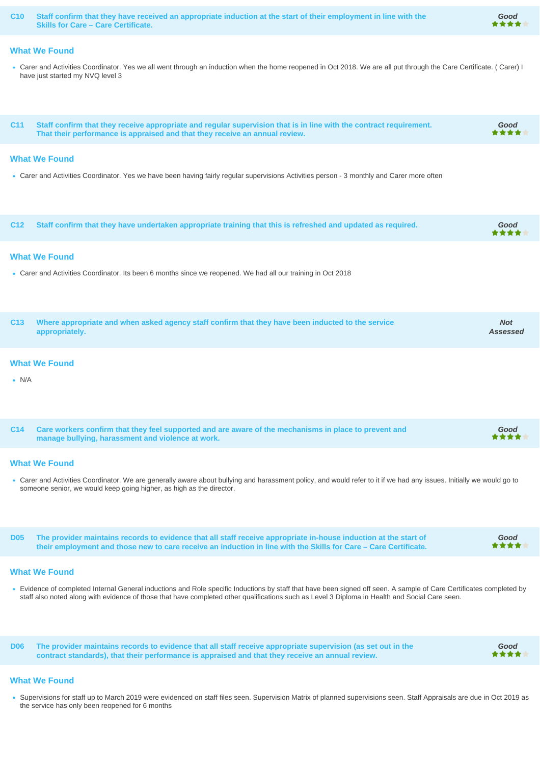### C10 Staff confirm that they have received an appropriate induction at the start of their employment in line with the Skills for Care – Care Certificate.

**Good** ★★★★☆

#### What We Found

- Carer and Activities Coordinator. Yes we all went through an induction when the home reopened in Oct 2018. We are all put through the Care Certificate. ( Carer) I have just started my NVQ level 3

### C11 Staff confirm that they receive appropriate and regular supervision that is in line with the contract requirement. That their performance is appraised and that they receive an annual review.

**Good** ★★★★☆

#### What We Found

- Carer and Activities Coordinator. Yes we have been having fairly regular supervisions Activities person - 3 monthly and Carer more often

### C12 Staff confirm that they have undertaken appropriate training that this is refreshed and updated as required.

**Good** ★★★★☆

#### What We Found

- Carer and Activities Coordinator. Its been 6 months since we reopened. We had all our training in Oct 2018

### C13 Where appropriate and when asked agency staff confirm that they have been inducted to the service appropriately.

***Not Assessed***

#### What We Found

- N/A

### C14 Care workers confirm that they feel supported and are aware of the mechanisms in place to prevent and manage bullying, harassment and violence at work.

**Good** ★★★★☆

#### What We Found

- Carer and Activities Coordinator. We are generally aware about bullying and harassment policy, and would refer to it if we had any issues. Initially we would go to someone senior, we would keep going higher, as high as the director.

### D05 The provider maintains records to evidence that all staff receive appropriate in-house induction at the start of their employment and those new to care receive an induction in line with the Skills for Care – Care Certificate.

**Good** ★★★★☆

#### What We Found

- Evidence of completed Internal General inductions and Role specific Inductions by staff that have been signed off seen. A sample of Care Certificates completed by staff also noted along with evidence of those that have completed other qualifications such as Level 3 Diploma in Health and Social Care seen.

### D06 The provider maintains records to evidence that all staff receive appropriate supervision (as set out in the contract standards), that their performance is appraised and that they receive an annual review.

**Good** ★★★★☆

#### What We Found

- Supervisions for staff up to March 2019 were evidenced on staff files seen. Supervision Matrix of planned supervisions seen. Staff Appraisals are due in Oct 2019 as the service has only been reopened for 6 months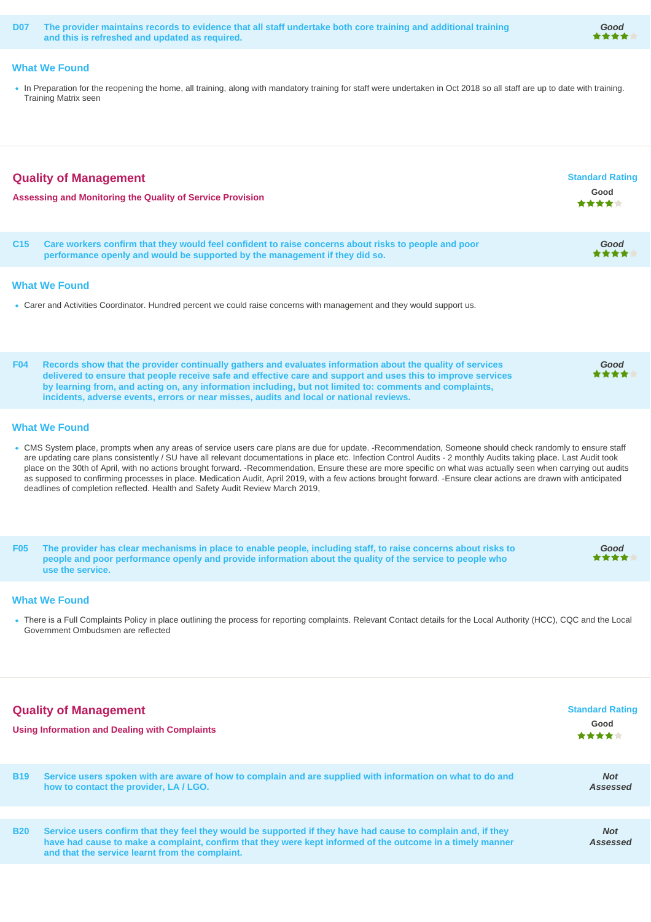**D07** **The provider maintains records to evidence that all staff undertake both core training and additional training and this is refreshed and updated as required.**

*Good* ★★★★☆

### What We Found

- In Preparation for the reopening the home, all training, along with mandatory training for staff were undertaken in Oct 2018 so all staff are up to date with training. Training Matrix seen

## Quality of Management

**Assessing and Monitoring the Quality of Service Provision**

**Standard Rating**
**Good** ★★★★☆

**C15** **Care workers confirm that they would feel confident to raise concerns about risks to people and poor performance openly and would be supported by the management if they did so.**

*Good* ★★★★☆

### What We Found

- Carer and Activities Coordinator. Hundred percent we could raise concerns with management and they would support us.

**F04** **Records show that the provider continually gathers and evaluates information about the quality of services delivered to ensure that people receive safe and effective care and support and uses this to improve services by learning from, and acting on, any information including, but not limited to: comments and complaints, incidents, adverse events, errors or near misses, audits and local or national reviews.**

*Good* ★★★★☆

### What We Found

- CMS System place, prompts when any areas of service users care plans are due for update. -Recommendation, Someone should check randomly to ensure staff are updating care plans consistently / SU have all relevant documentations in place etc. Infection Control Audits - 2 monthly Audits taking place. Last Audit took place on the 30th of April, with no actions brought forward. -Recommendation, Ensure these are more specific on what was actually seen when carrying out audits as supposed to confirming processes in place. Medication Audit, April 2019, with a few actions brought forward. -Ensure clear actions are drawn with anticipated deadlines of completion reflected. Health and Safety Audit Review March 2019,

**F05** **The provider has clear mechanisms in place to enable people, including staff, to raise concerns about risks to people and poor performance openly and provide information about the quality of the service to people who use the service.**

*Good* ★★★★☆

### What We Found

- There is a Full Complaints Policy in place outlining the process for reporting complaints. Relevant Contact details for the Local Authority (HCC), CQC and the Local Government Ombudsmen are reflected

## Quality of Management

**Using Information and Dealing with Complaints**

**Standard Rating**
**Good** ★★★★☆

**B19** **Service users spoken with are aware of how to complain and are supplied with information on what to do and how to contact the provider, LA / LGO.**

*Not Assessed*

**B20** **Service users confirm that they feel they would be supported if they have had cause to complain and, if they have had cause to make a complaint, confirm that they were kept informed of the outcome in a timely manner and that the service learnt from the complaint.**

*Not Assessed*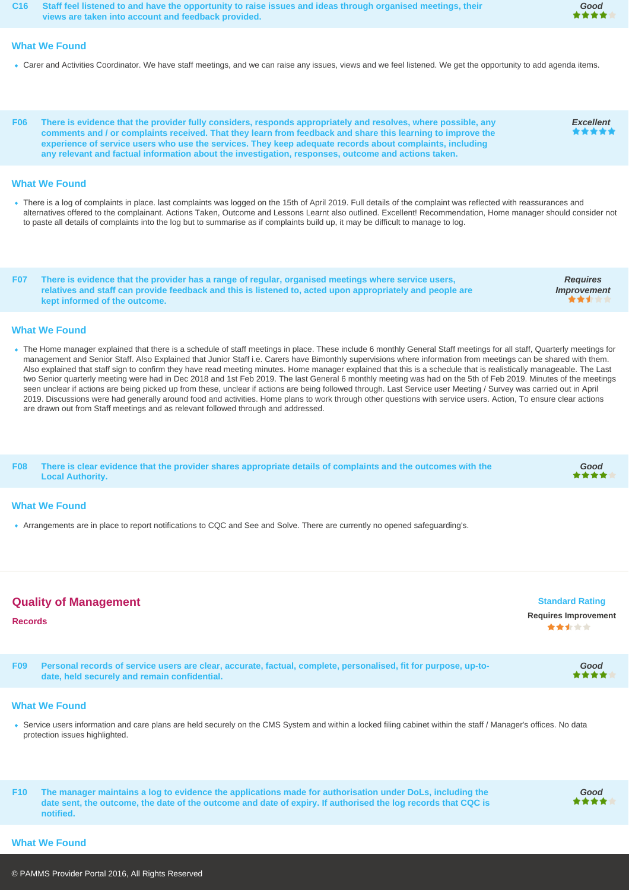**C16 Staff feel listened to and have the opportunity to raise issues and ideas through organised meetings, their views are taken into account and feedback provided.**

*Good*
★★★★

### What We Found

- Carer and Activities Coordinator. We have staff meetings, and we can raise any issues, views and we feel listened. We get the opportunity to add agenda items.

**F06 There is evidence that the provider fully considers, responds appropriately and resolves, where possible, any comments and / or complaints received. That they learn from feedback and share this learning to improve the experience of service users who use the services. They keep adequate records about complaints, including any relevant and factual information about the investigation, responses, outcome and actions taken.**

*Excellent*
★★★★★

### What We Found

- There is a log of complaints in place. last complaints was logged on the 15th of April 2019. Full details of the complaint was reflected with reassurances and alternatives offered to the complainant. Actions Taken, Outcome and Lessons Learnt also outlined. Excellent! Recommendation, Home manager should consider not to paste all details of complaints into the log but to summarise as if complaints build up, it may be difficult to manage to log.

**F07 There is evidence that the provider has a range of regular, organised meetings where service users, relatives and staff can provide feedback and this is listened to, acted upon appropriately and people are kept informed of the outcome.**

*Requires Improvement*
★★½

### What We Found

- The Home manager explained that there is a schedule of staff meetings in place. These include 6 monthly General Staff meetings for all staff, Quarterly meetings for management and Senior Staff. Also Explained that Junior Staff i.e. Carers have Bimonthly supervisions where information from meetings can be shared with them. Also explained that staff sign to confirm they have read meeting minutes. Home manager explained that this is a schedule that is realistically manageable. The Last two Senior quarterly meeting were had in Dec 2018 and 1st Feb 2019. The last General 6 monthly meeting was had on the 5th of Feb 2019. Minutes of the meetings seen unclear if actions are being picked up from these, unclear if actions are being followed through. Last Service user Meeting / Survey was carried out in April 2019. Discussions were had generally around food and activities. Home plans to work through other questions with service users. Action, To ensure clear actions are drawn out from Staff meetings and as relevant followed through and addressed.

**F08 There is clear evidence that the provider shares appropriate details of complaints and the outcomes with the Local Authority.**

*Good*
★★★★

### What We Found

- Arrangements are in place to report notifications to CQC and See and Solve. There are currently no opened safeguarding's.

## Quality of Management

### Records

**Standard Rating**
**Requires Improvement**
★★½

**F09 Personal records of service users are clear, accurate, factual, complete, personalised, fit for purpose, up-to-date, held securely and remain confidential.**

*Good*
★★★★

### What We Found

- Service users information and care plans are held securely on the CMS System and within a locked filing cabinet within the staff / Manager's offices. No data protection issues highlighted.

**F10 The manager maintains a log to evidence the applications made for authorisation under DoLs, including the date sent, the outcome, the date of the outcome and date of expiry. If authorised the log records that CQC is notified.**

*Good*
★★★★

### What We Found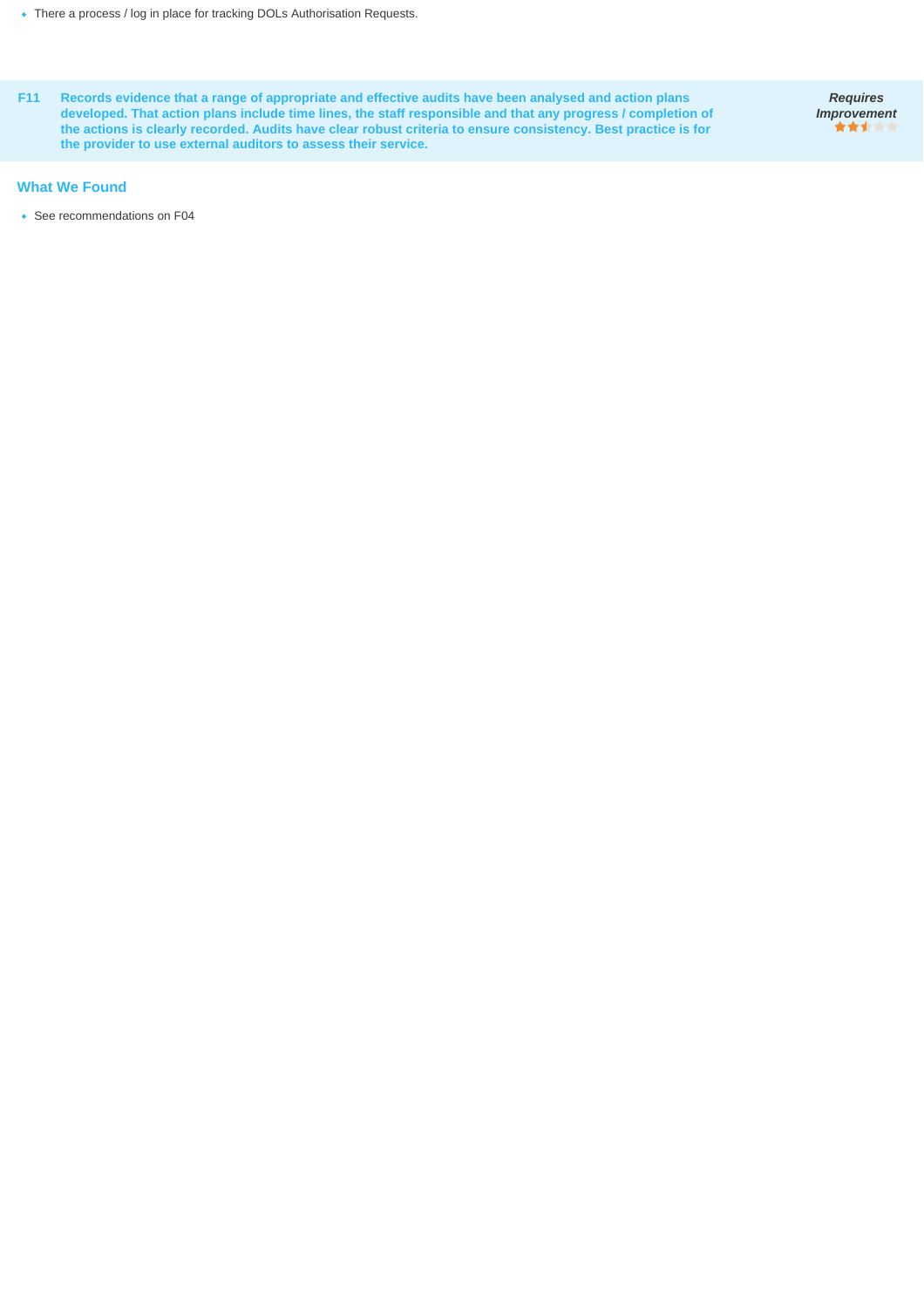- There a process / log in place for tracking DOLs Authorisation Requests.

**F11 Records evidence that a range of appropriate and effective audits have been analysed and action plans developed. That action plans include time lines, the staff responsible and that any progress / completion of the actions is clearly recorded. Audits have clear robust criteria to ensure consistency. Best practice is for the provider to use external auditors to assess their service.**

***Requires Improvement***

### What We Found

- See recommendations on F04